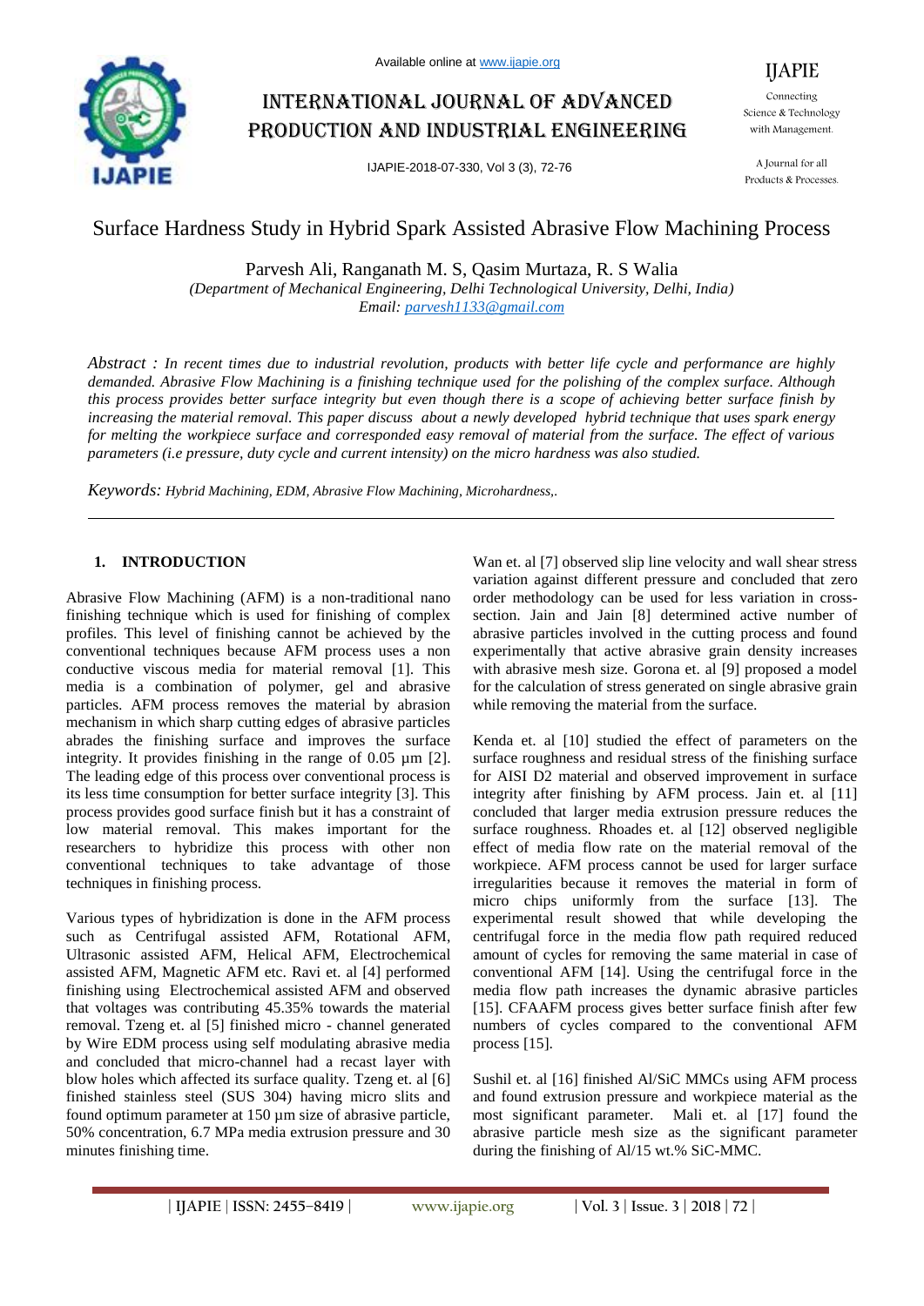# Surface Hardness Study in Hybrid Spark Assisted Abrasive Flow Machining Process

Parvesh Ali, Ranganath M. S, Qasim Murtaza, R. S Walia

*(Department of Mechanical Engineering, Delhi Technological University, Delhi, India)*

*Email: parvesh1133@gmail.com*

*Abstract : In recent times due to industrial revolution, products with better life cycle and performance are highly demanded. Abrasive Flow Machining is a finishing technique used for the polishing of the complex surface. Although this process provides better surface integrity but even though there is a scope of achieving better surface finish by increasing the material removal. This paper discuss about a newly developed hybrid technique that uses spark energy for melting the workpiece surface and corresponded easy removal of material from the surface. The effect of various parameters (i.e pressure, duty cycle and current intensity) on the micro hardness was also studied.*

*Keywords: Hybrid Machining, EDM, Abrasive Flow Machining, Microhardness,.*

## 1. INTRODUCTION

Abrasive Flow Machining (AFM) is a non-traditional nano finishing technique which is used for finishing of complex profiles. This level of finishing cannot be achieved by the conventional techniques because AFM process uses a non conductive viscous media for material removal [1]. This media is a combination of polymer, gel and abrasive particles. AFM process removes the material by abrasion mechanism in which sharp cutting edges of abrasive particles abrades the finishing surface and improves the surface integrity. It provides finishing in the range of 0.05 µm [2]. The leading edge of this process over conventional process is its less time consumption for better surface integrity [3]. This process provides good surface finish but it has a constraint of low material removal. This makes important for the researchers to hybridize this process with other non conventional techniques to take advantage of those techniques in finishing process.

Various types of hybridization is done in the AFM process such as Centrifugal assisted AFM, Rotational AFM, Ultrasonic assisted AFM, Helical AFM, Electrochemical assisted AFM, Magnetic AFM etc. Ravi et. al [4] performed finishing using Electrochemical assisted AFM and observed that voltages was contributing 45.35% towards the material removal. Tzeng et. al [5] finished micro - channel generated by Wire EDM process using self modulating abrasive media and concluded that micro-channel had a recast layer with blow holes which affected its surface quality. Tzeng et. al [6] finished stainless steel (SUS 304) having micro slits and found optimum parameter at 150 µm size of abrasive particle, 50% concentration, 6.7 MPa media extrusion pressure and 30 minutes finishing time.

Wan et. al [7] observed slip line velocity and wall shear stress variation against different pressure and concluded that zero order methodology can be used for less variation in cross-section. Jain and Jain [8] determined active number of abrasive particles involved in the cutting process and found experimentally that active abrasive grain density increases with abrasive mesh size. Gorona et. al [9] proposed a model for the calculation of stress generated on single abrasive grain while removing the material from the surface.

Kenda et. al [10] studied the effect of parameters on the surface roughness and residual stress of the finishing surface for AISI D2 material and observed improvement in surface integrity after finishing by AFM process. Jain et. al [11] concluded that larger media extrusion pressure reduces the surface roughness. Rhoades et. al [12] observed negligible effect of media flow rate on the material removal of the workpiece. AFM process cannot be used for larger surface irregularities because it removes the material in form of micro chips uniformly from the surface [13]. The experimental result showed that while developing the centrifugal force in the media flow path required reduced amount of cycles for removing the same material in case of conventional AFM [14]. Using the centrifugal force in the media flow path increases the dynamic abrasive particles [15]. CFAAFM process gives better surface finish after few numbers of cycles compared to the conventional AFM process [15].

Sushil et. al [16] finished Al/SiC MMCs using AFM process and found extrusion pressure and workpiece material as the most significant parameter. Mali et. al [17] found the abrasive particle mesh size as the significant parameter during the finishing of Al/15 wt.% SiC-MMC.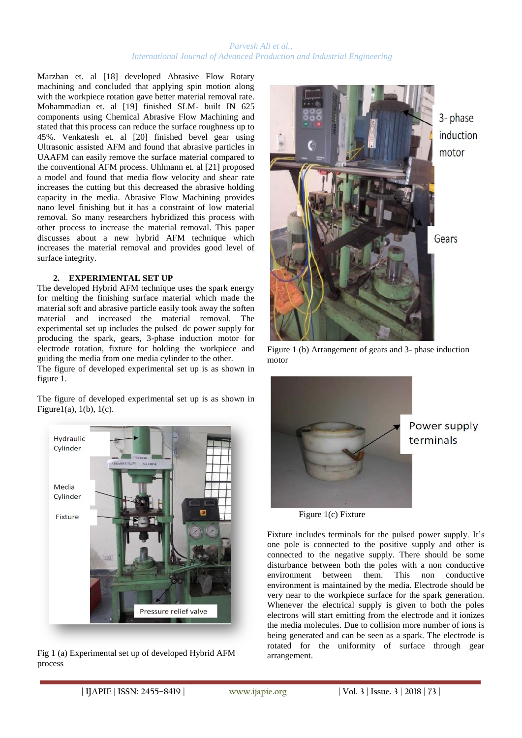Marzban et. al [18] developed Abrasive Flow Rotary machining and concluded that applying spin motion along with the workpiece rotation gave better material removal rate. Mohammadian et. al [19] finished SLM- built IN 625 components using Chemical Abrasive Flow Machining and stated that this process can reduce the surface roughness up to 45%. Venkatesh et. al [20] finished bevel gear using Ultrasonic assisted AFM and found that abrasive particles in UAAFM can easily remove the surface material compared to the conventional AFM process. Uhlmann et. al [21] proposed a model and found that media flow velocity and shear rate increases the cutting but this decreased the abrasive holding capacity in the media. Abrasive Flow Machining provides nano level finishing but it has a constraint of low material removal. So many researchers hybridized this process with other process to increase the material removal. This paper discusses about a new hybrid AFM technique which increases the material removal and provides good level of surface integrity.

## 2. EXPERIMENTAL SET UP

The developed Hybrid AFM technique uses the spark energy for melting the finishing surface material which made the material soft and abrasive particle easily took away the soften material and increased the material removal. The experimental set up includes the pulsed dc power supply for producing the spark, gears, 3-phase induction motor for electrode rotation, fixture for holding the workpiece and guiding the media from one media cylinder to the other.

The figure of developed experimental set up is as shown in figure 1.

The figure of developed experimental set up is as shown in Figure1(a), 1(b), 1(c).

Fig 1 (a) Experimental set up of developed Hybrid AFM process

Figure 1 (b) Arrangement of gears and 3- phase induction motor

Figure 1(c) Fixture

Fixture includes terminals for the pulsed power supply. It's one pole is connected to the positive supply and other is connected to the negative supply. There should be some disturbance between both the poles with a non conductive environment between them. This non conductive environment is maintained by the media. Electrode should be very near to the workpiece surface for the spark generation. Whenever the electrical supply is given to both the poles electrons will start emitting from the electrode and it ionizes the media molecules. Due to collision more number of ions is being generated and can be seen as a spark. The electrode is rotated for the uniformity of surface through gear arrangement.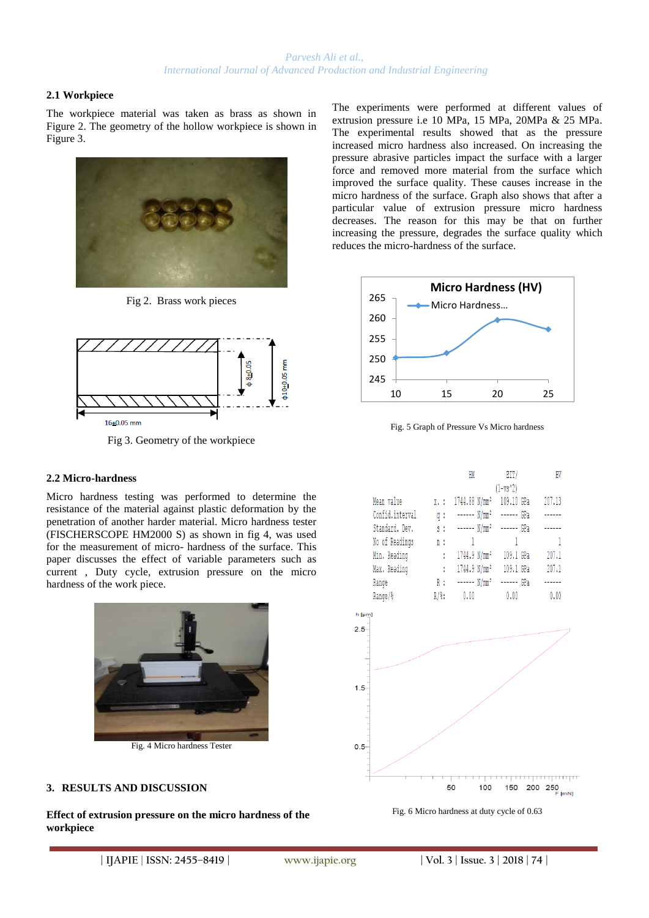### 2.1 Workpiece

The workpiece material was taken as brass as shown in Figure 2. The geometry of the hollow workpiece is shown in Figure 3.

Fig 2. Brass work pieces

Fig 3. Geometry of the workpiece

### 2.2 Micro-hardness

Micro hardness testing was performed to determine the resistance of the material against plastic deformation by the penetration of another harder material. Micro hardness tester (FISCHERSCOPE HM2000 S) as shown in fig 4, was used for the measurement of micro- hardness of the surface. This paper discusses the effect of variable parameters such as current , Duty cycle, extrusion pressure on the micro hardness of the work piece.

Fig. 4 Micro hardness Tester

## 3. RESULTS AND DISCUSSION

**Effect of extrusion pressure on the micro hardness of the workpiece**

The experiments were performed at different values of extrusion pressure i.e 10 MPa, 15 MPa, 20MPa & 25 MPa. The experimental results showed that as the pressure increased micro hardness also increased. On increasing the pressure abrasive particles impact the surface with a larger force and removed more material from the surface which improved the surface quality. These causes increase in the micro hardness of the surface. Graph also shows that after a particular value of extrusion pressure micro hardness decreases. The reason for this may be that on further increasing the pressure, degrades the surface quality which reduces the micro-hardness of the surface.

Fig. 5 Graph of Pressure Vs Micro hardness

| | | HM | EIT/ (1-vs^2) | HV |
|---|---|---|---|---|
| Mean value | x. : | 1744.88 N/mm² | 109.10 GPa | 207.13 |
| Confid.interval | q : | ------ N/mm² | ------ GPa | ------ |
| Standard. Dev. | s : | ------ N/mm² | ------ GPa | ------ |
| No of Readings | n : | 1 | 1 | 1 |
| Min. Reading | : | 1744.9 N/mm² | 109.1 GPa | 207.1 |
| Max. Reading | : | 1744.9 N/mm² | 109.1 GPa | 207.1 |
| Range | R : | ------ N/mm² | ------ GPa | ------ |
| Range/% | R/%: | 0.00 | 0.00 | 0.00 |

Fig. 6 Micro hardness at duty cycle of 0.63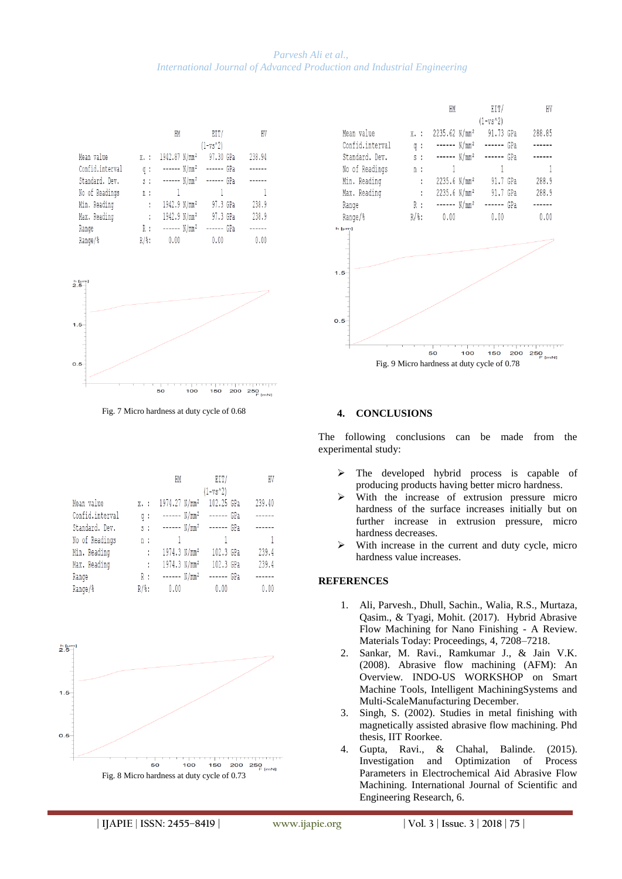| | | HM | EIT/ (1-vs^2) | HV |
|---|---|---|---|---|
| Mean value | x. : | 1942.87 N/mm² | 97.30 GPa | 238.94 |
| Confid.interval | q : | ------ N/mm² | ------ GPa | ------ |
| Standard. Dev. | s : | ------ N/mm² | ------ GPa | ------ |
| No of Readings | n : | 1 | 1 | 1 |
| Min. Reading | : | 1942.9 N/mm² | 97.3 GPa | 238.9 |
| Max. Reading | : | 1942.9 N/mm² | 97.3 GPa | 238.9 |
| Range | R : | ------ N/mm² | ------ GPa | ------ |
| Range/% | R/%: | 0.00 | 0.00 | 0.00 |

Fig. 7 Micro hardness at duty cycle of 0.68

| | | HM | EIT/ (1-vs^2) | HV |
|---|---|---|---|---|
| Mean value | x. : | 1974.27 N/mm² | 102.25 GPa | 239.40 |
| Confid.interval | q : | ------ N/mm² | ------ GPa | ------ |
| Standard. Dev. | s : | ------ N/mm² | ------ GPa | ------ |
| No of Readings | n : | 1 | 1 | 1 |
| Min. Reading | : | 1974.3 N/mm² | 102.3 GPa | 239.4 |
| Max. Reading | : | 1974.3 N/mm² | 102.3 GPa | 239.4 |
| Range | R : | ------ N/mm² | ------ GPa | ------ |
| Range/% | R/%: | 0.00 | 0.00 | 0.00 |

Fig. 8 Micro hardness at duty cycle of 0.73

| | | HM | EIT/ (1-vs^2) | HV |
|---|---|---|---|---|
| Mean value | x. : | 2235.62 N/mm² | 91.73 GPa | 288.85 |
| Confid.interval | q : | ------ N/mm² | ------ GPa | ------ |
| Standard. Dev. | s : | ------ N/mm² | ------ GPa | ------ |
| No of Readings | n : | 1 | 1 | 1 |
| Min. Reading | : | 2235.6 N/mm² | 91.7 GPa | 288.9 |
| Max. Reading | : | 2235.6 N/mm² | 91.7 GPa | 288.9 |
| Range | R : | ------ N/mm² | ------ GPa | ------ |
| Range/% | R/%: | 0.00 | 0.00 | 0.00 |

Fig. 9 Micro hardness at duty cycle of 0.78

## 4. CONCLUSIONS

The following conclusions can be made from the experimental study:

- The developed hybrid process is capable of producing products having better micro hardness.
- With the increase of extrusion pressure micro hardness of the surface increases initially but on further increase in extrusion pressure, micro hardness decreases.
- With increase in the current and duty cycle, micro hardness value increases.

## REFERENCES

1. Ali, Parvesh., Dhull, Sachin., Walia, R.S., Murtaza, Qasim., & Tyagi, Mohit. (2017). Hybrid Abrasive Flow Machining for Nano Finishing - A Review. Materials Today: Proceedings, 4, 7208–7218.
2. Sankar, M. Ravi., Ramkumar J., & Jain V.K. (2008). Abrasive flow machining (AFM): An Overview. INDO-US WORKSHOP on Smart Machine Tools, Intelligent MachiningSystems and Multi-ScaleManufacturing December.
3. Singh, S. (2002). Studies in metal finishing with magnetically assisted abrasive flow machining. Phd thesis, IIT Roorkee.
4. Gupta, Ravi., & Chahal, Balinde. (2015). Investigation and Optimization of Process Parameters in Electrochemical Aid Abrasive Flow Machining. International Journal of Scientific and Engineering Research, 6.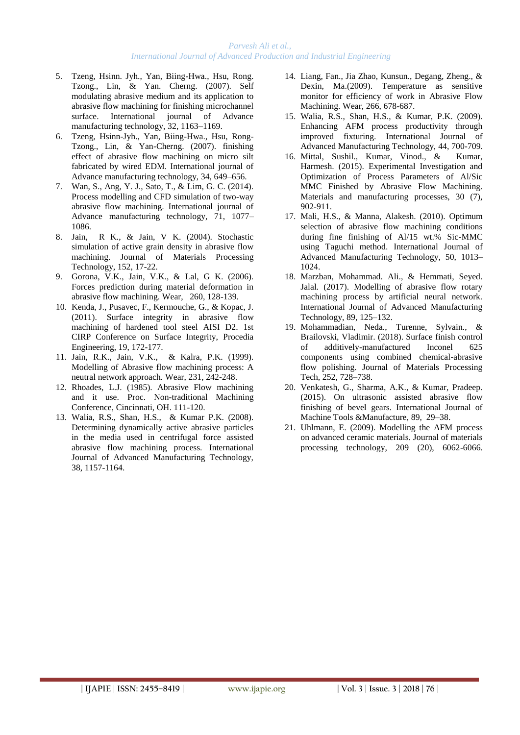5. Tzeng, Hsinn. Jyh., Yan, Biing-Hwa., Hsu, Rong. Tzong., Lin, & Yan. Cherng. (2007). Self modulating abrasive medium and its application to abrasive flow machining for finishing microchannel surface. International journal of Advance manufacturing technology, 32, 1163–1169.
6. Tzeng, Hsinn-Jyh., Yan, Biing-Hwa., Hsu, Rong-Tzong., Lin, & Yan-Cherng. (2007). finishing effect of abrasive flow machining on micro silt fabricated by wired EDM. International journal of Advance manufacturing technology, 34, 649–656.
7. Wan, S., Ang, Y. J., Sato, T., & Lim, G. C. (2014). Process modelling and CFD simulation of two-way abrasive flow machining. International journal of Advance manufacturing technology, 71, 1077–1086.
8. Jain, R K., & Jain, V K. (2004). Stochastic simulation of active grain density in abrasive flow machining. Journal of Materials Processing Technology, 152, 17-22.
9. Gorona, V.K., Jain, V.K., & Lal, G K. (2006). Forces prediction during material deformation in abrasive flow machining. Wear, 260, 128-139.
10. Kenda, J., Pusavec, F., Kermouche, G., & Kopac, J. (2011). Surface integrity in abrasive flow machining of hardened tool steel AISI D2. 1st CIRP Conference on Surface Integrity, Procedia Engineering, 19, 172-177.
11. Jain, R.K., Jain, V.K., & Kalra, P.K. (1999). Modelling of Abrasive flow machining process: A neutral network approach. Wear, 231, 242-248.
12. Rhoades, L.J. (1985). Abrasive Flow machining and it use. Proc. Non-traditional Machining Conference, Cincinnati, OH. 111-120.
13. Walia, R.S., Shan, H.S., & Kumar P.K. (2008). Determining dynamically active abrasive particles in the media used in centrifugal force assisted abrasive flow machining process. International Journal of Advanced Manufacturing Technology, 38, 1157-1164.
14. Liang, Fan., Jia Zhao, Kunsun., Degang, Zheng., & Dexin, Ma.(2009). Temperature as sensitive monitor for efficiency of work in Abrasive Flow Machining. Wear, 266, 678-687.
15. Walia, R.S., Shan, H.S., & Kumar, P.K. (2009). Enhancing AFM process productivity through improved fixturing. International Journal of Advanced Manufacturing Technology, 44, 700-709.
16. Mittal, Sushil., Kumar, Vinod., & Kumar, Harmesh. (2015). Experimental Investigation and Optimization of Process Parameters of Al/Sic MMC Finished by Abrasive Flow Machining. Materials and manufacturing processes, 30 (7), 902-911.
17. Mali, H.S., & Manna, Alakesh. (2010). Optimum selection of abrasive flow machining conditions during fine finishing of Al/15 wt.% Sic-MMC using Taguchi method. International Journal of Advanced Manufacturing Technology, 50, 1013–1024.
18. Marzban, Mohammad. Ali., & Hemmati, Seyed. Jalal. (2017). Modelling of abrasive flow rotary machining process by artificial neural network. International Journal of Advanced Manufacturing Technology, 89, 125–132.
19. Mohammadian, Neda., Turenne, Sylvain., & Brailovski, Vladimir. (2018). Surface finish control of additively-manufactured Inconel 625 components using combined chemical-abrasive flow polishing. Journal of Materials Processing Tech, 252, 728–738.
20. Venkatesh, G., Sharma, A.K., & Kumar, Pradeep. (2015). On ultrasonic assisted abrasive flow finishing of bevel gears. International Journal of Machine Tools &Manufacture, 89, 29–38.
21. Uhlmann, E. (2009). Modelling the AFM process on advanced ceramic materials. Journal of materials processing technology, 209 (20), 6062-6066.